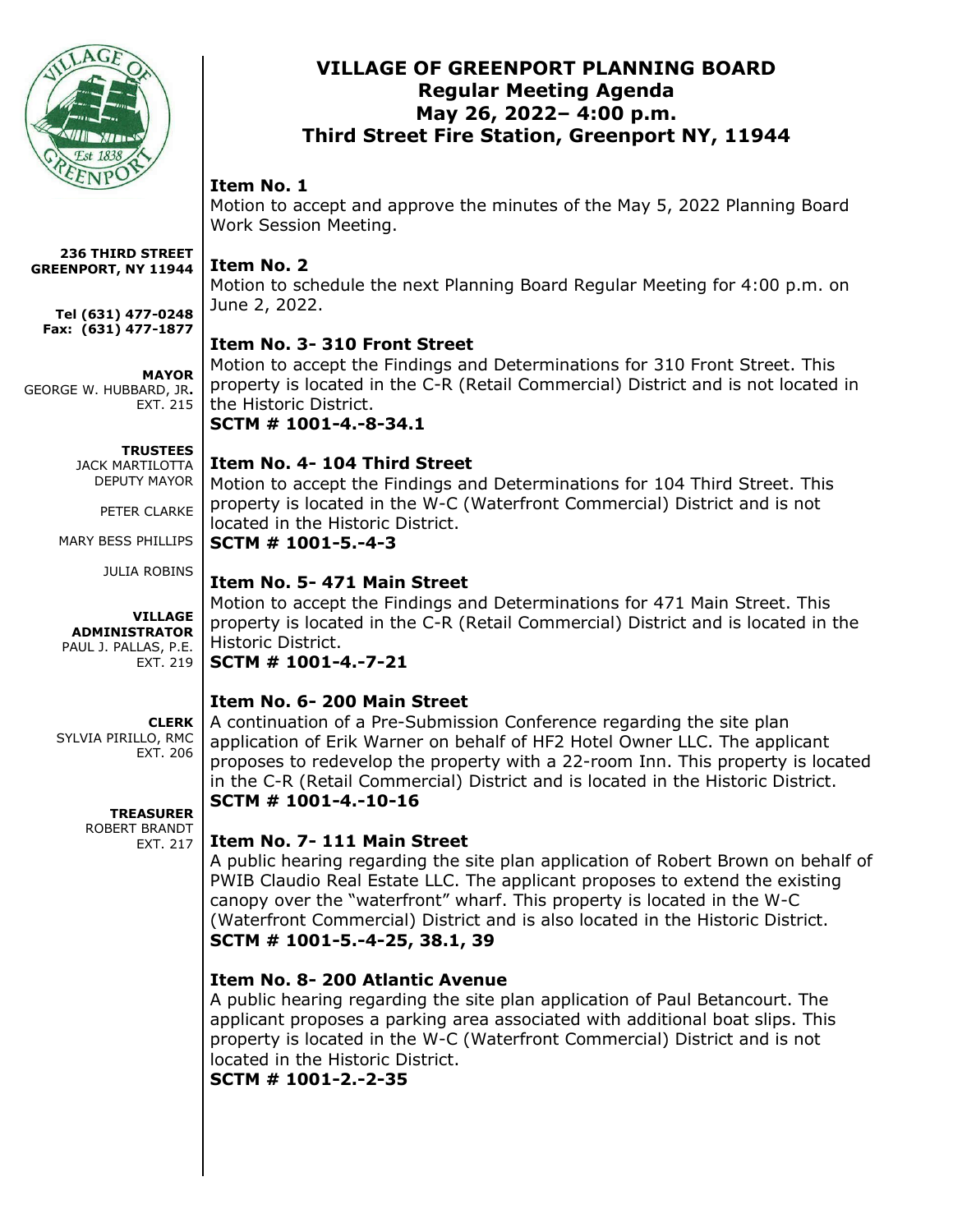# VILLAGE OF GREENPORT PLANNING BOARD
## Regular Meeting Agenda
## May 26, 2022– 4:00 p.m.
## Third Street Fire Station, Greenport NY, 11944

**236 THIRD STREET**
**GREENPORT, NY 11944**

**Tel (631) 477-0248**
**Fax: (631) 477-1877**

**MAYOR**
GEORGE W. HUBBARD, JR. EXT. 215

**TRUSTEES**
JACK MARTILOTTA DEPUTY MAYOR

PETER CLARKE

MARY BESS PHILLIPS

JULIA ROBINS

**VILLAGE ADMINISTRATOR**
PAUL J. PALLAS, P.E. EXT. 219

**CLERK**
SYLVIA PIRILLO, RMC EXT. 206

**TREASURER**
ROBERT BRANDT EXT. 217

### Item No. 1

Motion to accept and approve the minutes of the May 5, 2022 Planning Board Work Session Meeting.

### Item No. 2

Motion to schedule the next Planning Board Regular Meeting for 4:00 p.m. on June 2, 2022.

### Item No. 3- 310 Front Street

Motion to accept the Findings and Determinations for 310 Front Street. This property is located in the C-R (Retail Commercial) District and is not located in the Historic District.

**SCTM # 1001-4.-8-34.1**

### Item No. 4- 104 Third Street

Motion to accept the Findings and Determinations for 104 Third Street. This property is located in the W-C (Waterfront Commercial) District and is not located in the Historic District.

**SCTM # 1001-5.-4-3**

### Item No. 5- 471 Main Street

Motion to accept the Findings and Determinations for 471 Main Street. This property is located in the C-R (Retail Commercial) District and is located in the Historic District.

**SCTM # 1001-4.-7-21**

### Item No. 6- 200 Main Street

A continuation of a Pre-Submission Conference regarding the site plan application of Erik Warner on behalf of HF2 Hotel Owner LLC. The applicant proposes to redevelop the property with a 22-room Inn. This property is located in the C-R (Retail Commercial) District and is located in the Historic District.

**SCTM # 1001-4.-10-16**

### Item No. 7- 111 Main Street

A public hearing regarding the site plan application of Robert Brown on behalf of PWIB Claudio Real Estate LLC. The applicant proposes to extend the existing canopy over the "waterfront" wharf. This property is located in the W-C (Waterfront Commercial) District and is also located in the Historic District.

**SCTM # 1001-5.-4-25, 38.1, 39**

### Item No. 8- 200 Atlantic Avenue

A public hearing regarding the site plan application of Paul Betancourt. The applicant proposes a parking area associated with additional boat slips. This property is located in the W-C (Waterfront Commercial) District and is not located in the Historic District.

**SCTM # 1001-2.-2-35**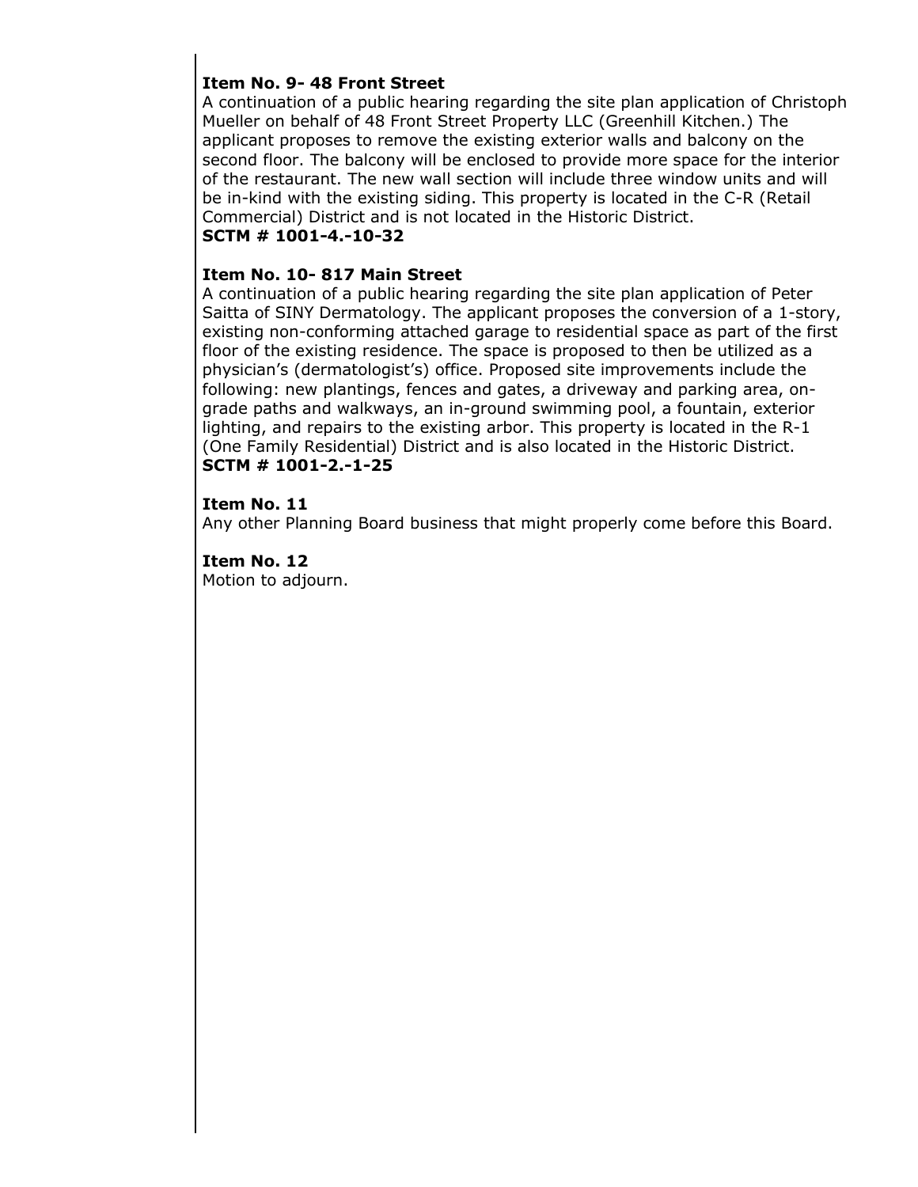**Item No. 9- 48 Front Street**

A continuation of a public hearing regarding the site plan application of Christoph Mueller on behalf of 48 Front Street Property LLC (Greenhill Kitchen.) The applicant proposes to remove the existing exterior walls and balcony on the second floor. The balcony will be enclosed to provide more space for the interior of the restaurant. The new wall section will include three window units and will be in-kind with the existing siding. This property is located in the C-R (Retail Commercial) District and is not located in the Historic District.

**SCTM # 1001-4.-10-32**

**Item No. 10- 817 Main Street**

A continuation of a public hearing regarding the site plan application of Peter Saitta of SINY Dermatology. The applicant proposes the conversion of a 1-story, existing non-conforming attached garage to residential space as part of the first floor of the existing residence. The space is proposed to then be utilized as a physician's (dermatologist's) office. Proposed site improvements include the following: new plantings, fences and gates, a driveway and parking area, on-grade paths and walkways, an in-ground swimming pool, a fountain, exterior lighting, and repairs to the existing arbor. This property is located in the R-1 (One Family Residential) District and is also located in the Historic District.

**SCTM # 1001-2.-1-25**

**Item No. 11**

Any other Planning Board business that might properly come before this Board.

**Item No. 12**

Motion to adjourn.